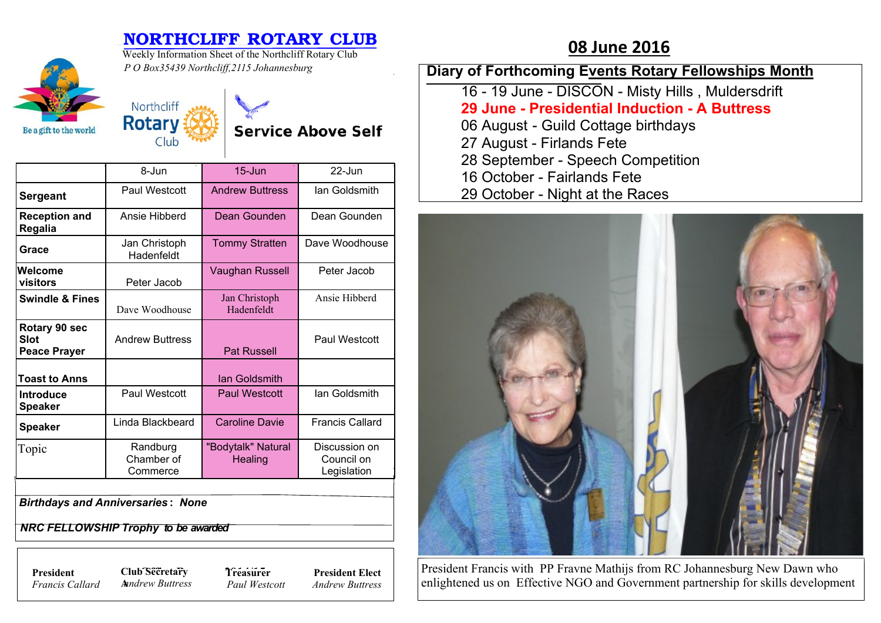# NORTHCLIFF ROTARY CLUB

Weekly Information Sheet of the Northcliff Rotary Club

*P O Box35439 Northcliff,2115 Johannesburg*

Be a gift to the world

Northcliff Rotary Club

**Service Above Self**

| | 8-Jun | 15-Jun | 22-Jun |
|---|---|---|---|
| **Sergeant** | Paul Westcott | Andrew Buttress | Ian Goldsmith |
| **Reception and Regalia** | Ansie Hibberd | Dean Gounden | Dean Gounden |
| **Grace** | Jan Christoph Hadenfeldt | Tommy Stratten | Dave Woodhouse |
| **Welcome visitors** | Peter Jacob | Vaughan Russell | Peter Jacob |
| **Swindle & Fines** | Dave Woodhouse | Jan Christoph Hadenfeldt | Ansie Hibberd |
| **Rotary 90 sec Slot Peace Prayer** | Andrew Buttress | Pat Russell | Paul Westcott |
| **Toast to Anns** | | Ian Goldsmith | |
| **Introduce Speaker** | Paul Westcott | Paul Westcott | Ian Goldsmith |
| **Speaker** | Linda Blackbeard | Caroline Davie | Francis Callard |
| Topic | Randburg Chamber of Commerce | "Bodytalk" Natural Healing | Discussion on Council on Legislation |

***Birthdays and Anniversaries*: None**

***NRC FELLOWSHIP Trophy to be awarded***

| **President** | **Club Secretary** | **Treasurer** | **President Elect** |
|---|---|---|---|
| *Francis Callard* | *Andrew Buttress* | *Paul Westcott* | *Andrew Buttress* |

## 08 June 2016

**Diary of Forthcoming Events Rotary Fellowships Month**

- 16 - 19 June - DISCON - Misty Hills , Muldersdrift
- **29 June - Presidential Induction - A Buttress**
- 06 August - Guild Cottage birthdays
- 27 August - Firlands Fete
- 28 September - Speech Competition
- 16 October - Fairlands Fete
- 29 October - Night at the Races

President Francis with PP Fravne Mathijs from RC Johannesburg New Dawn who enlightened us on Effective NGO and Government partnership for skills development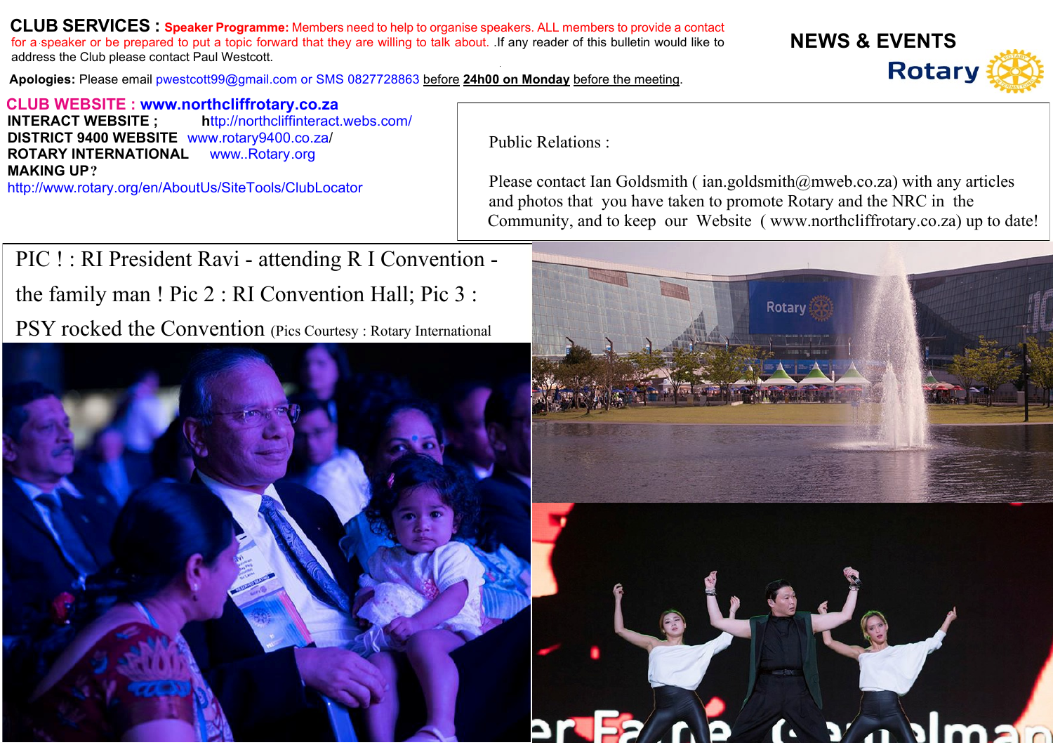**CLUB SERVICES :** **Speaker Programme:** Members need to help to organise speakers. ALL members to provide a contact for a speaker or be prepared to put a topic forward that they are willing to talk about. .If any reader of this bulletin would like to address the Club please contact Paul Westcott.

**Apologies:** Please email pwestcott99@gmail.com or SMS 0827728863 before **24h00 on Monday** before the meeting.

# NEWS & EVENTS

**CLUB WEBSITE : www.northcliffrotary.co.za**

**INTERACT WEBSITE ;** http://northcliffinteract.webs.com/

**DISTRICT 9400 WEBSITE** www.rotary9400.co.za/

**ROTARY INTERNATIONAL** www..Rotary.org

**MAKING UP?**

http://www.rotary.org/en/AboutUs/SiteTools/ClubLocator

Public Relations :

Please contact Ian Goldsmith ( ian.goldsmith@mweb.co.za) with any articles and photos that you have taken to promote Rotary and the NRC in the Community, and to keep our Website ( www.northcliffrotary.co.za) up to date!

PIC ! : RI President Ravi - attending R I Convention - the family man ! Pic 2 : RI Convention Hall; Pic 3 : PSY rocked the Convention (Pics Courtesy : Rotary International